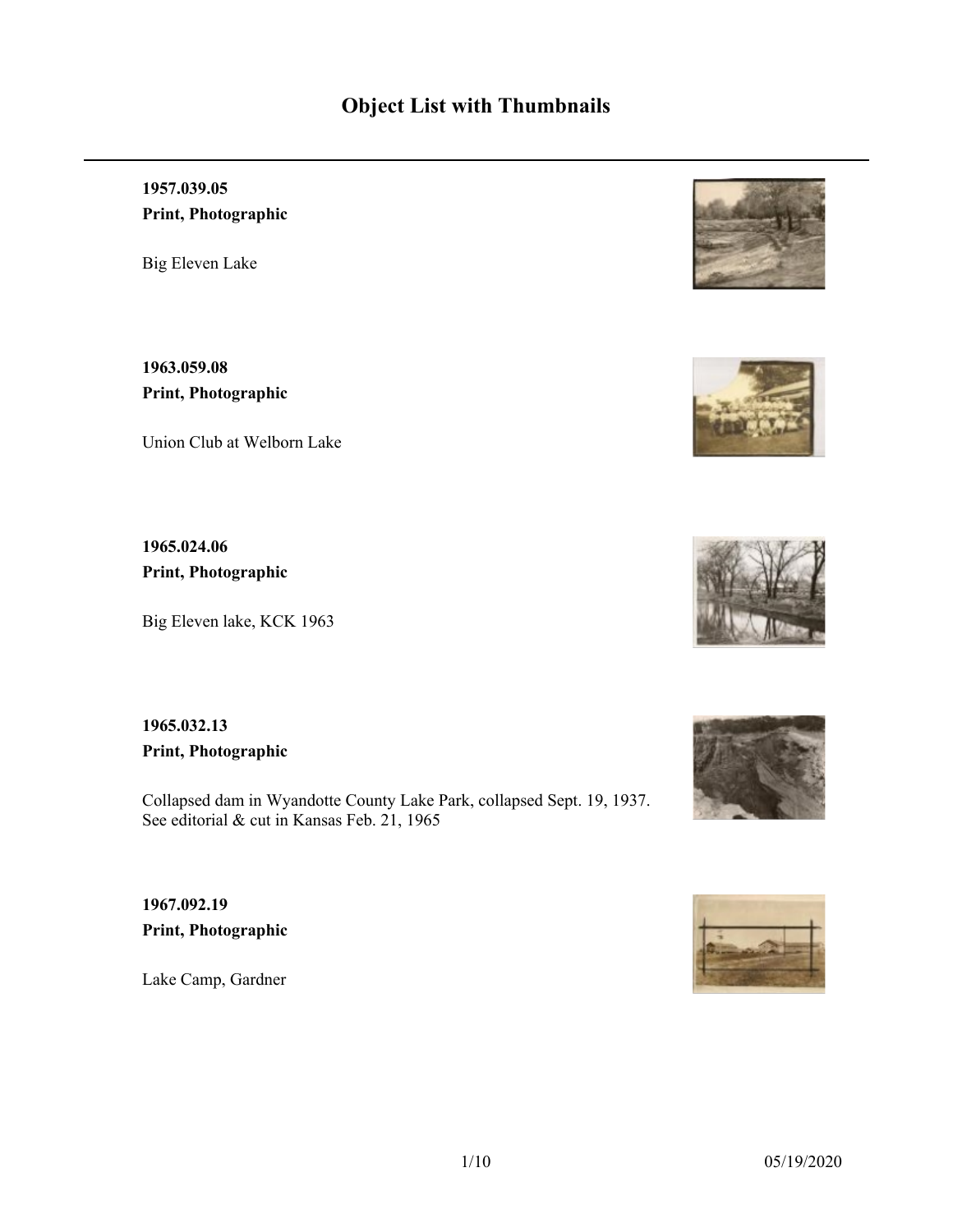# Object List with Thumbnails

---

**1957.039.05**
**Print, Photographic**

Big Eleven Lake

**1963.059.08**
**Print, Photographic**

Union Club at Welborn Lake

**1965.024.06**
**Print, Photographic**

Big Eleven lake, KCK 1963

**1965.032.13**
**Print, Photographic**

Collapsed dam in Wyandotte County Lake Park, collapsed Sept. 19, 1937. See editorial & cut in Kansas Feb. 21, 1965

**1967.092.19**
**Print, Photographic**

Lake Camp, Gardner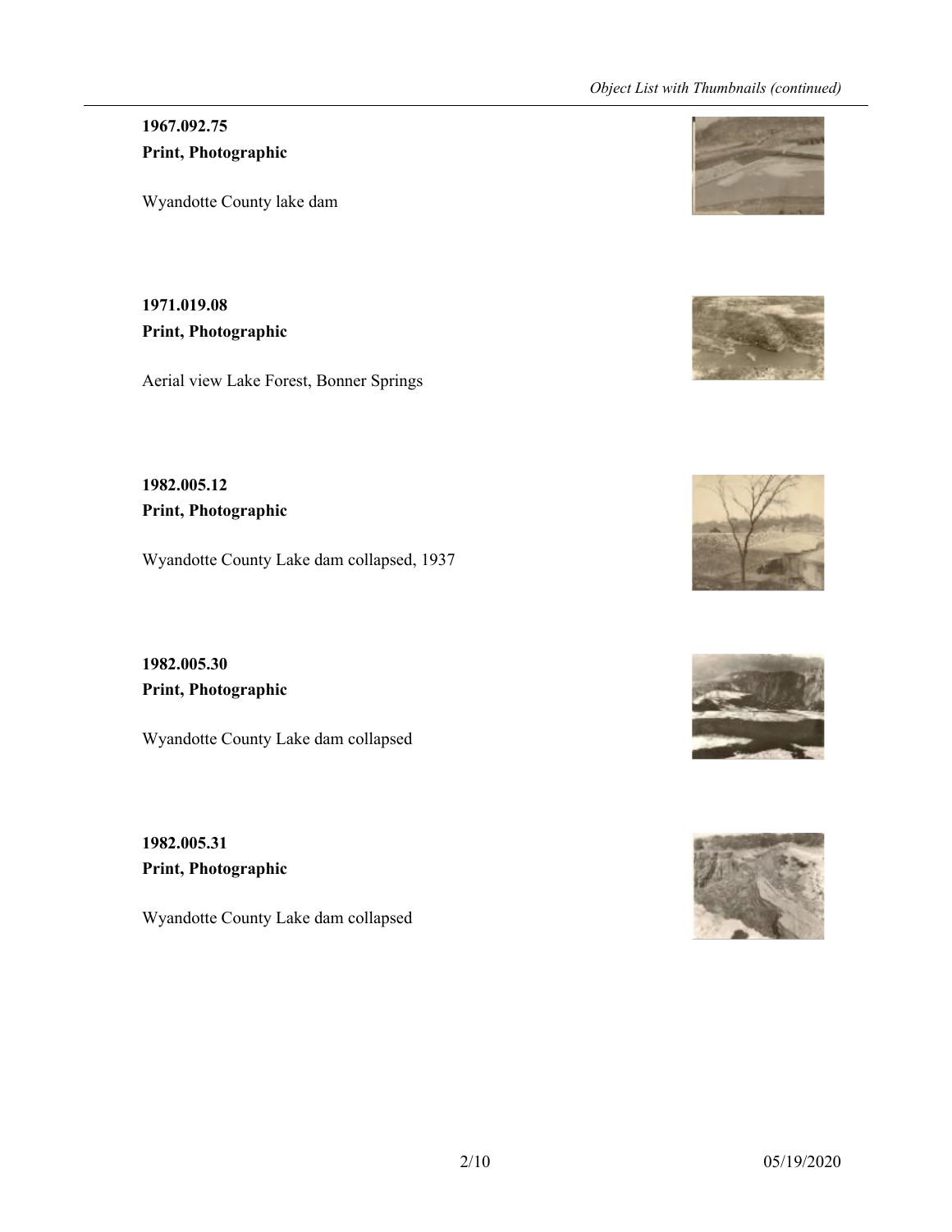**1967.092.75**
**Print, Photographic**

Wyandotte County lake dam

**1971.019.08**
**Print, Photographic**

Aerial view Lake Forest, Bonner Springs

**1982.005.12**
**Print, Photographic**

Wyandotte County Lake dam collapsed, 1937

**1982.005.30**
**Print, Photographic**

Wyandotte County Lake dam collapsed

**1982.005.31**
**Print, Photographic**

Wyandotte County Lake dam collapsed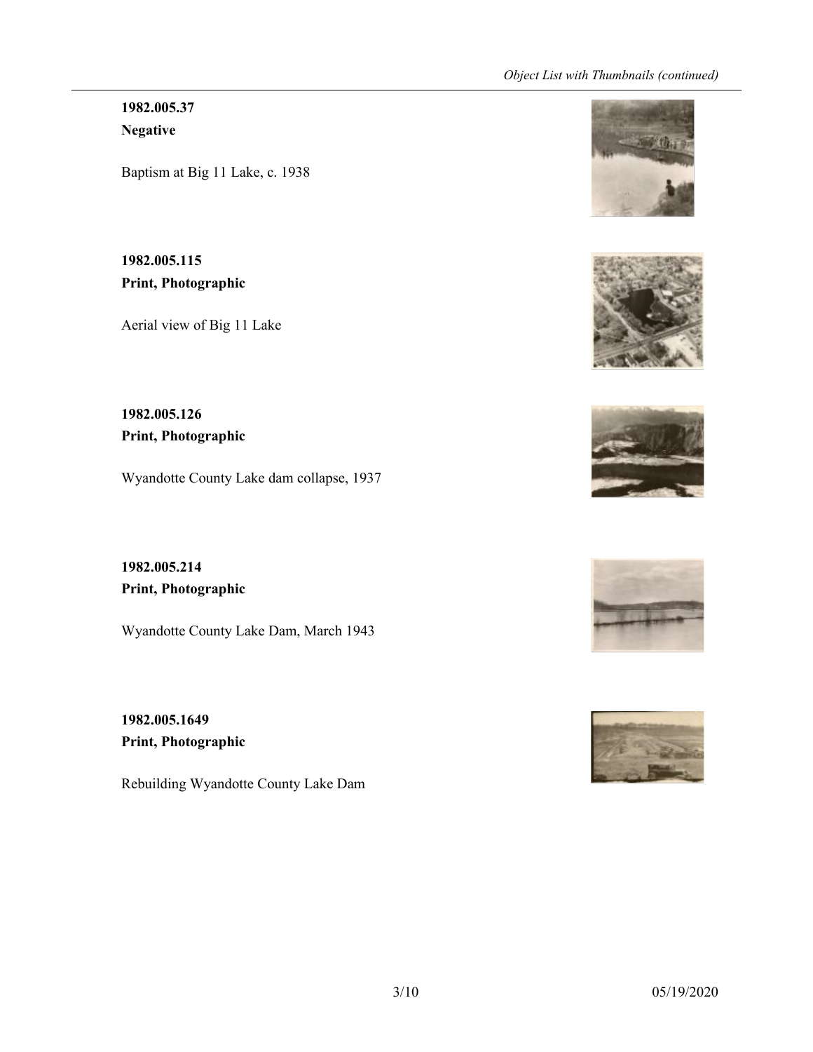**1982.005.37**
**Negative**

Baptism at Big 11 Lake, c. 1938

**1982.005.115**
**Print, Photographic**

Aerial view of Big 11 Lake

**1982.005.126**
**Print, Photographic**

Wyandotte County Lake dam collapse, 1937

**1982.005.214**
**Print, Photographic**

Wyandotte County Lake Dam, March 1943

**1982.005.1649**
**Print, Photographic**

Rebuilding Wyandotte County Lake Dam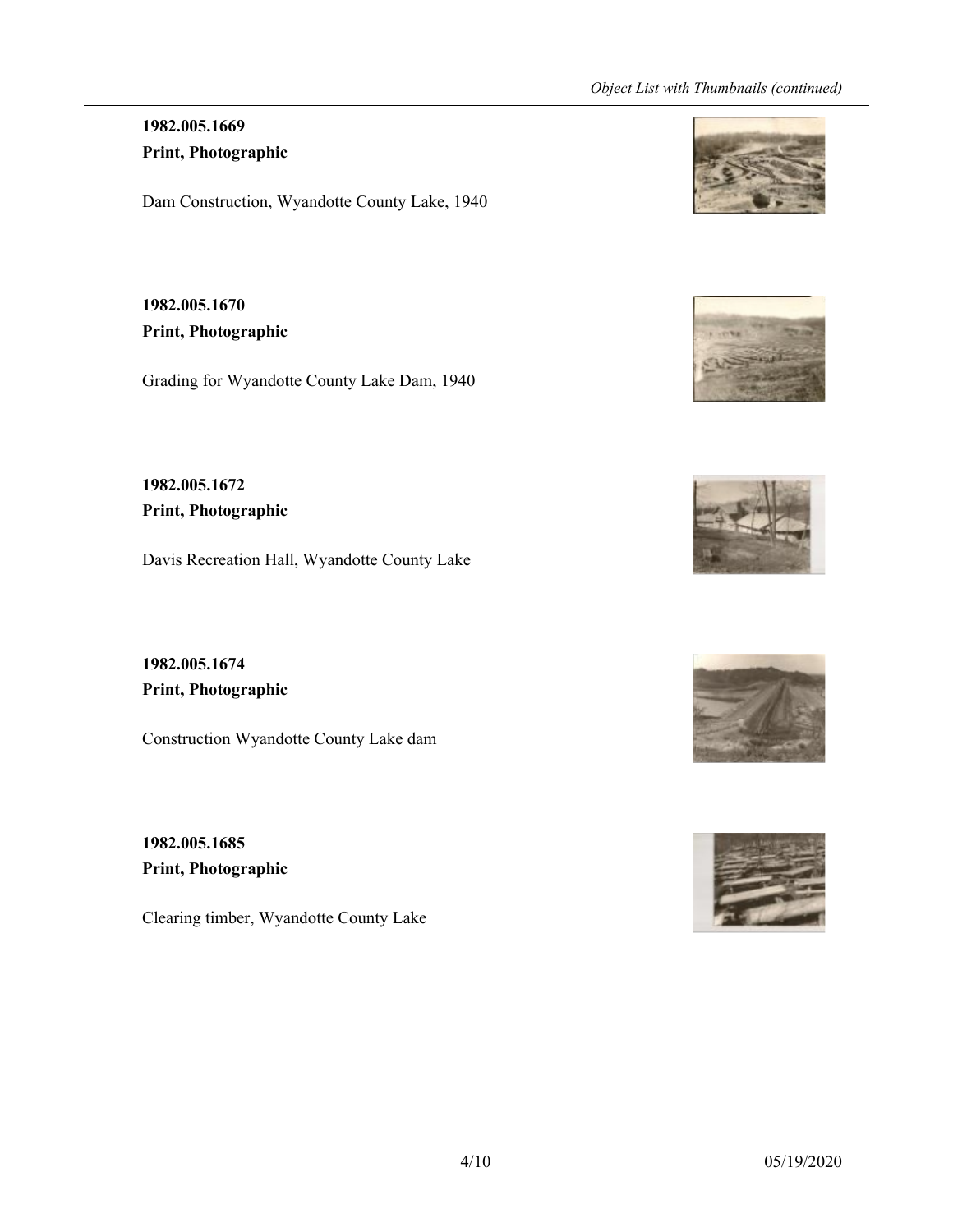**1982.005.1669**
**Print, Photographic**

Dam Construction, Wyandotte County Lake, 1940

**1982.005.1670**
**Print, Photographic**

Grading for Wyandotte County Lake Dam, 1940

**1982.005.1672**
**Print, Photographic**

Davis Recreation Hall, Wyandotte County Lake

**1982.005.1674**
**Print, Photographic**

Construction Wyandotte County Lake dam

**1982.005.1685**
**Print, Photographic**

Clearing timber, Wyandotte County Lake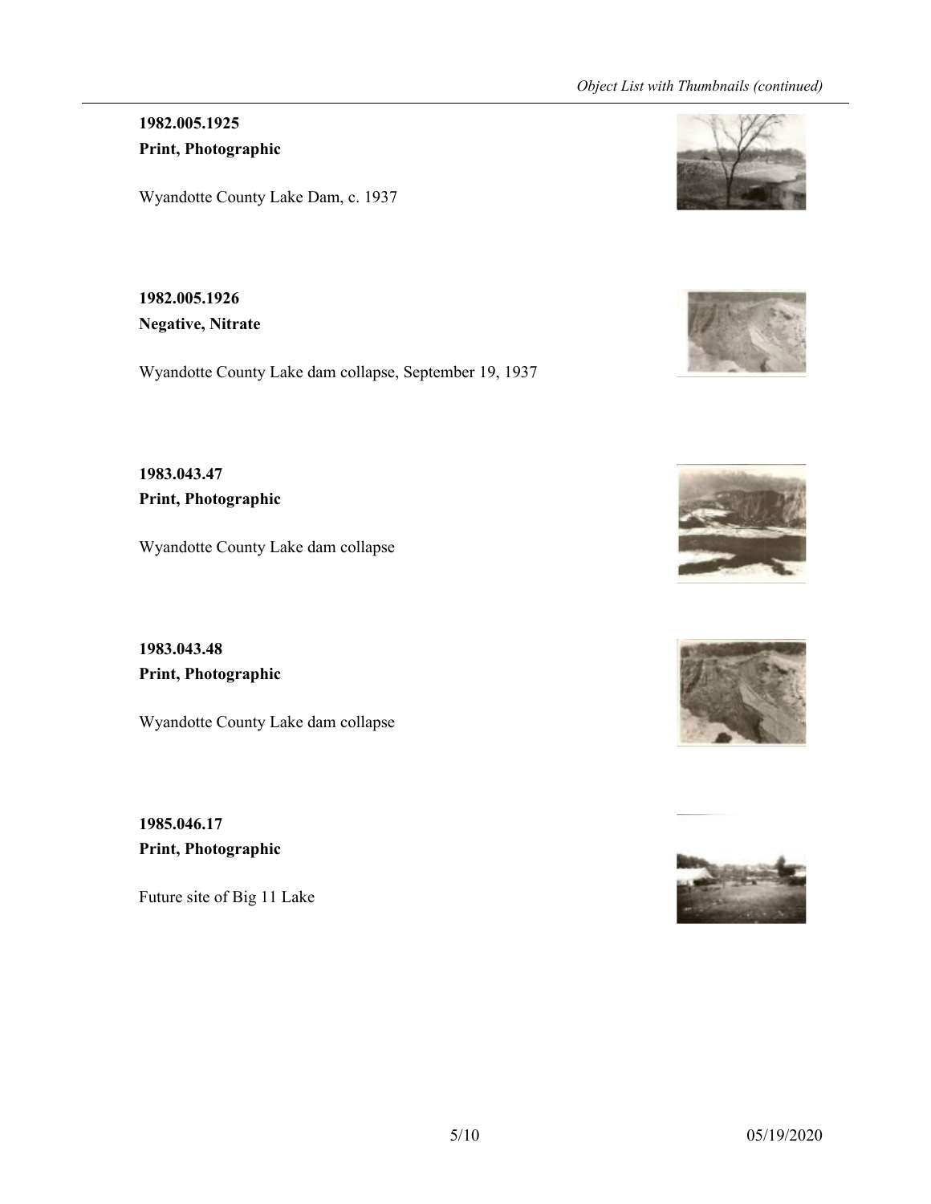**1982.005.1925**
**Print, Photographic**

Wyandotte County Lake Dam, c. 1937

**1982.005.1926**
**Negative, Nitrate**

Wyandotte County Lake dam collapse, September 19, 1937

**1983.043.47**
**Print, Photographic**

Wyandotte County Lake dam collapse

**1983.043.48**
**Print, Photographic**

Wyandotte County Lake dam collapse

**1985.046.17**
**Print, Photographic**

Future site of Big 11 Lake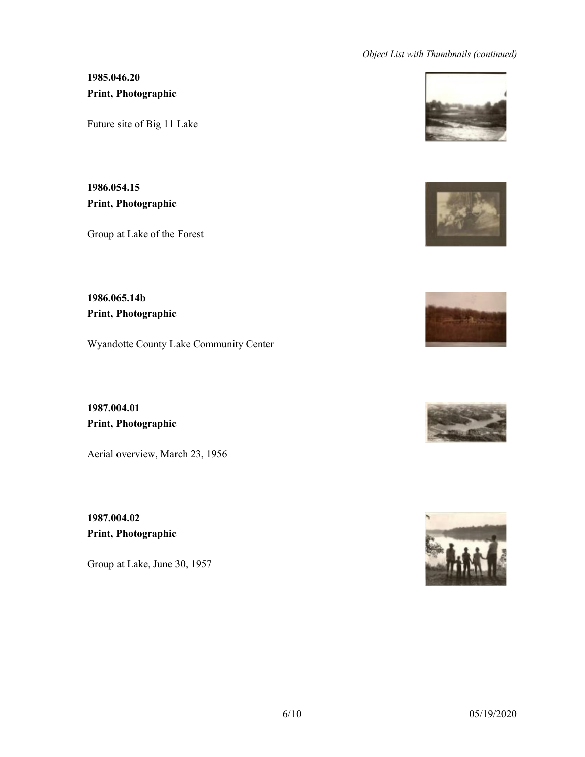**1985.046.20**
**Print, Photographic**

Future site of Big 11 Lake

**1986.054.15**
**Print, Photographic**

Group at Lake of the Forest

**1986.065.14b**
**Print, Photographic**

Wyandotte County Lake Community Center

**1987.004.01**
**Print, Photographic**

Aerial overview, March 23, 1956

**1987.004.02**
**Print, Photographic**

Group at Lake, June 30, 1957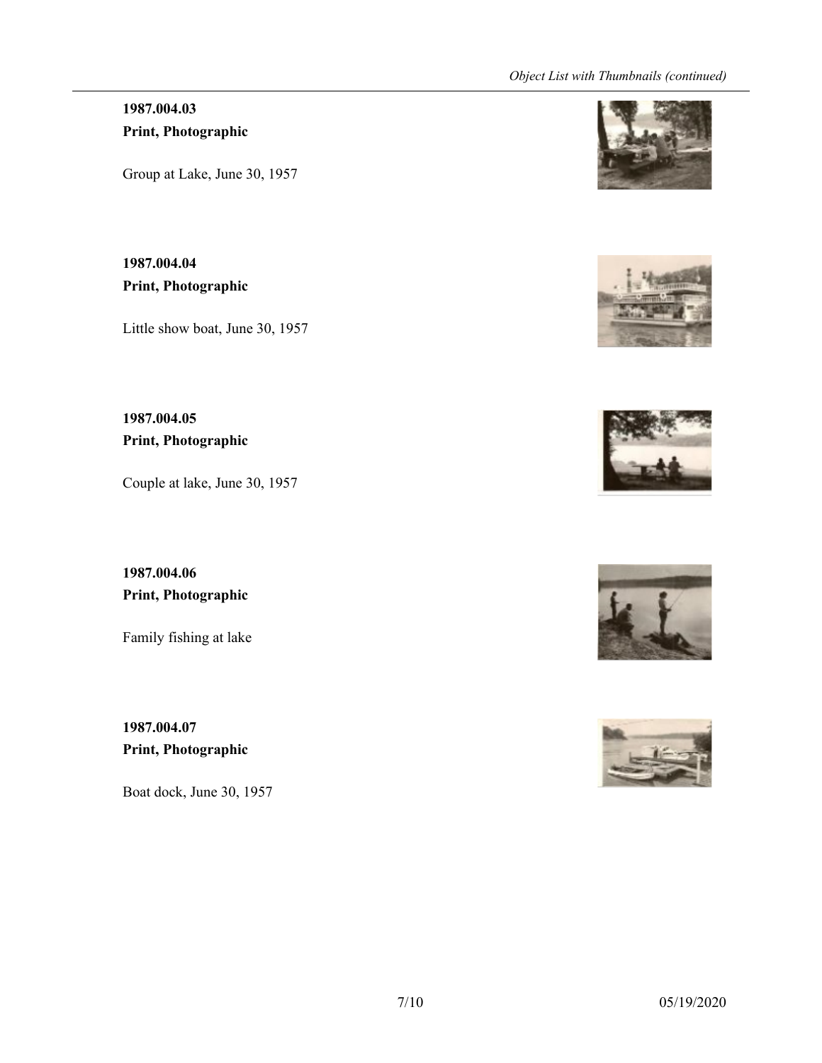**1987.004.03**
**Print, Photographic**

Group at Lake, June 30, 1957

**1987.004.04**
**Print, Photographic**

Little show boat, June 30, 1957

**1987.004.05**
**Print, Photographic**

Couple at lake, June 30, 1957

**1987.004.06**
**Print, Photographic**

Family fishing at lake

**1987.004.07**
**Print, Photographic**

Boat dock, June 30, 1957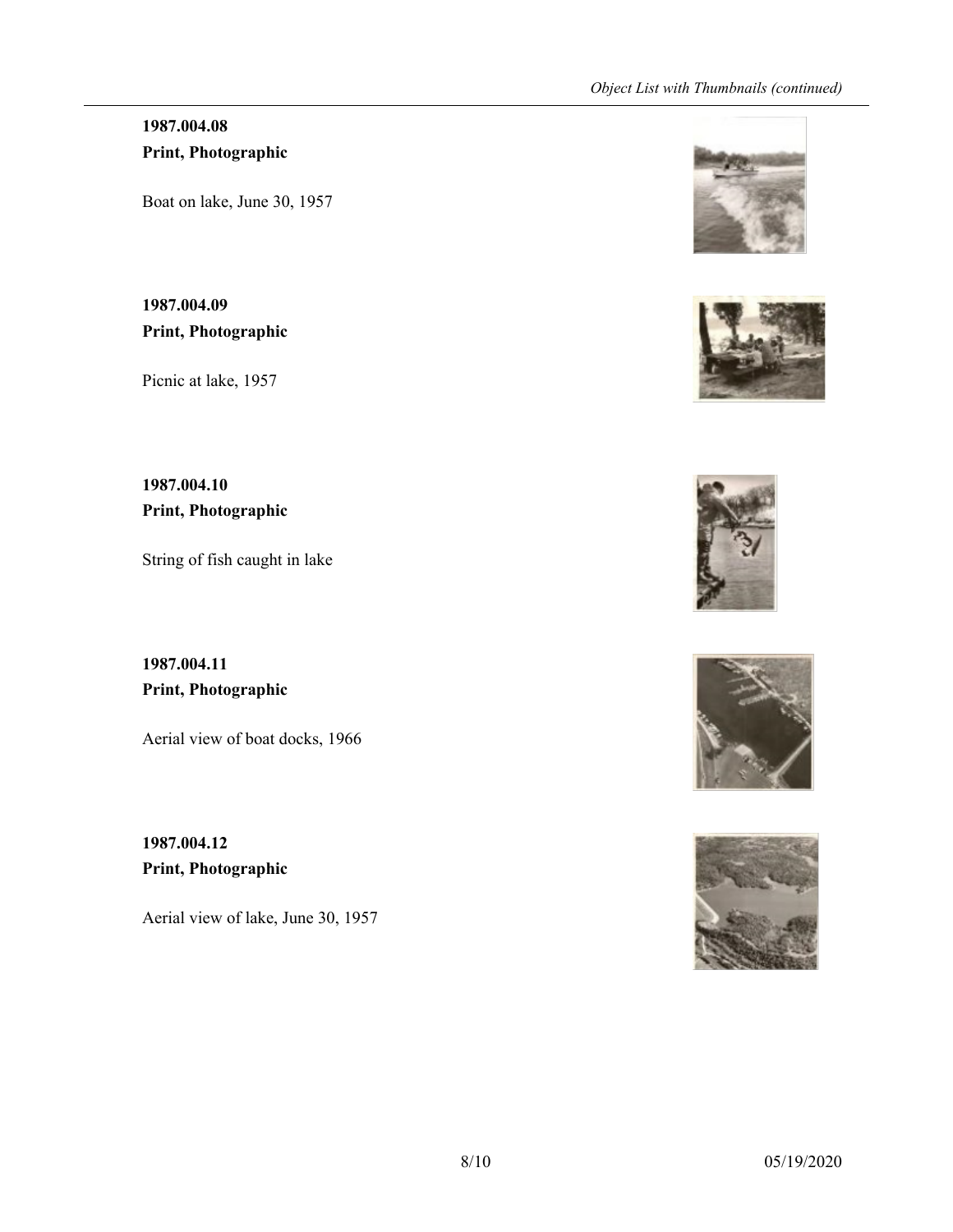**1987.004.08**
**Print, Photographic**

Boat on lake, June 30, 1957

**1987.004.09**
**Print, Photographic**

Picnic at lake, 1957

**1987.004.10**
**Print, Photographic**

String of fish caught in lake

**1987.004.11**
**Print, Photographic**

Aerial view of boat docks, 1966

**1987.004.12**
**Print, Photographic**

Aerial view of lake, June 30, 1957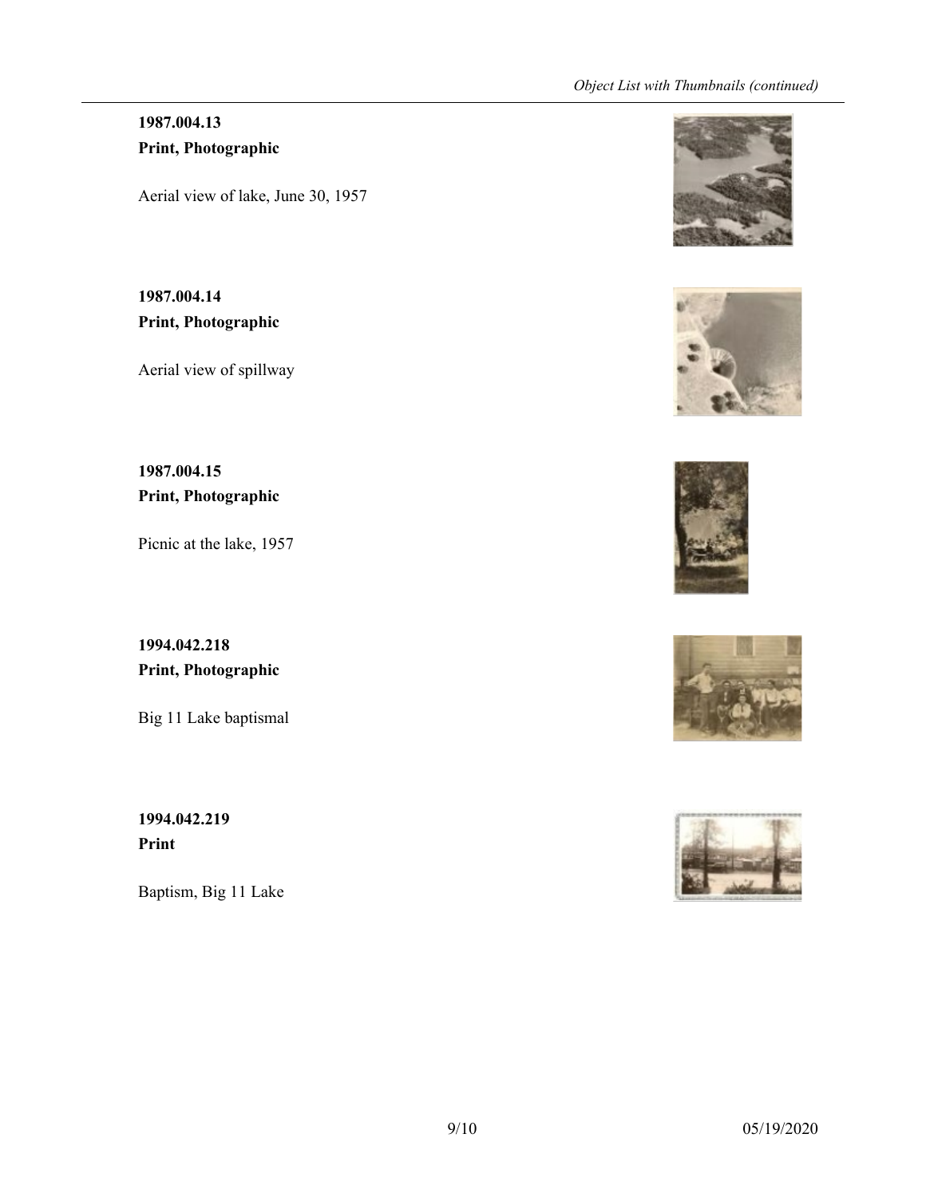**1987.004.13**
**Print, Photographic**

Aerial view of lake, June 30, 1957

**1987.004.14**
**Print, Photographic**

Aerial view of spillway

**1987.004.15**
**Print, Photographic**

Picnic at the lake, 1957

**1994.042.218**
**Print, Photographic**

Big 11 Lake baptismal

**1994.042.219**
**Print**

Baptism, Big 11 Lake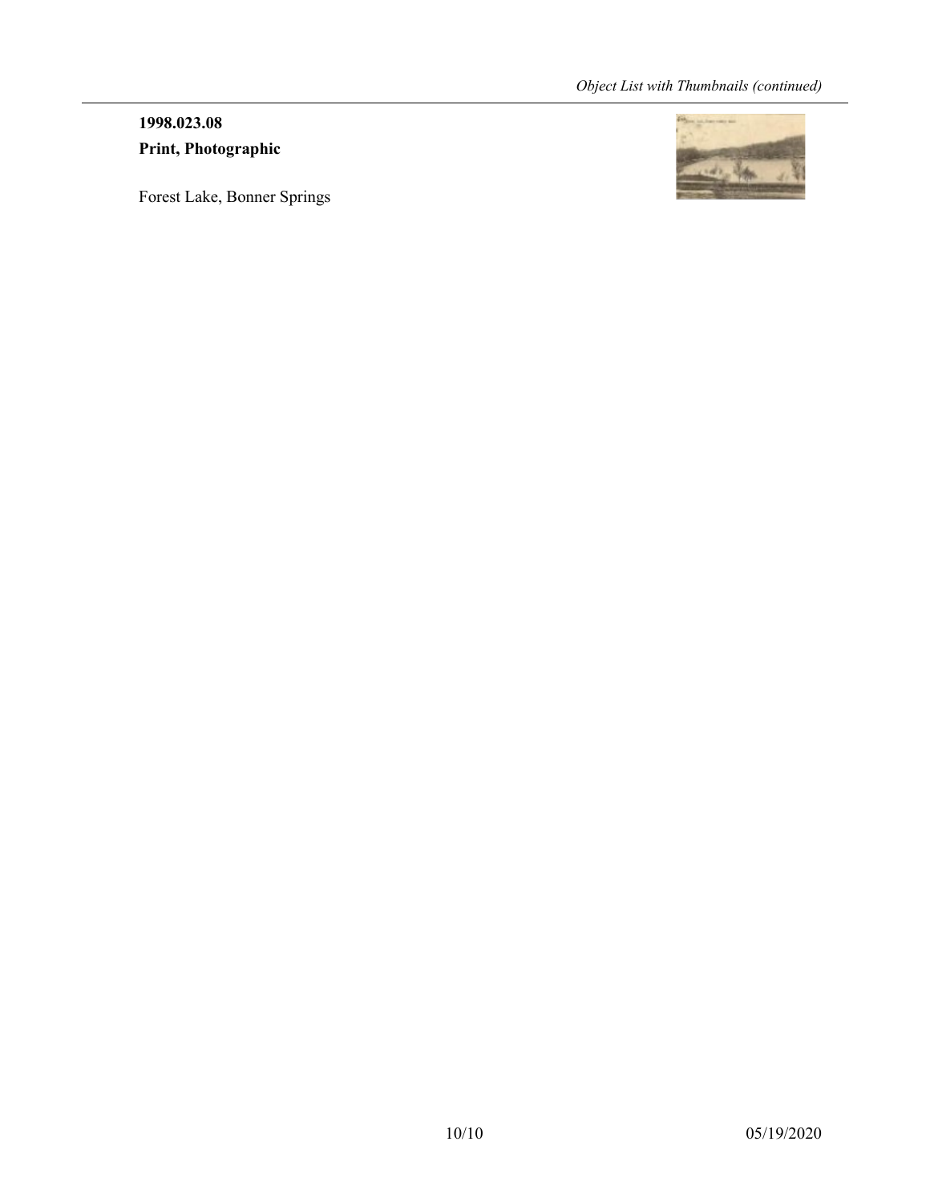**1998.023.08**
**Print, Photographic**

Forest Lake, Bonner Springs